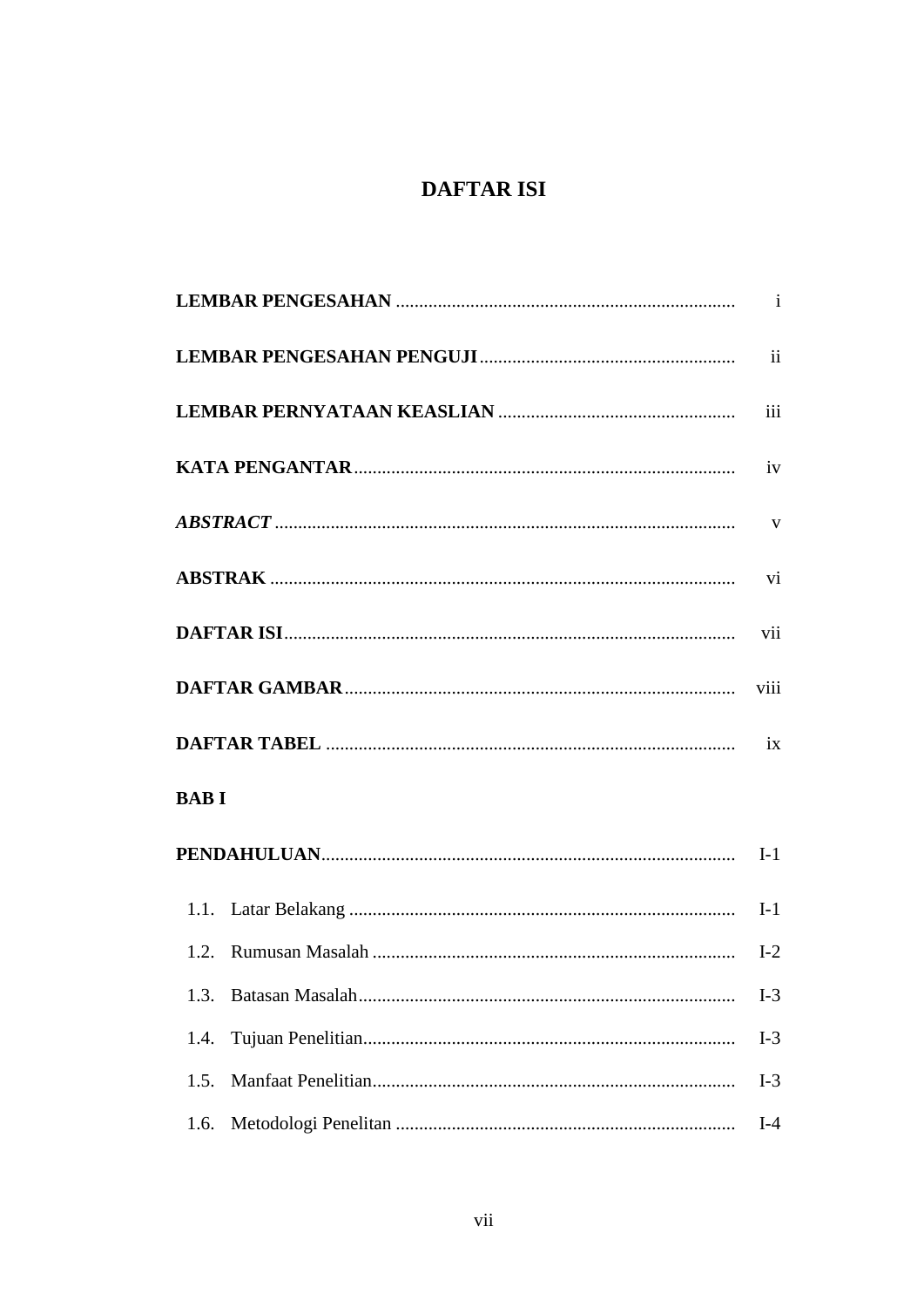# DAFTAR ISI

| | |
|---|---|
| **LEMBAR PENGESAHAN** | i |
| **LEMBAR PENGESAHAN PENGUJI** | ii |
| **LEMBAR PERNYATAAN KEASLIAN** | iii |
| **KATA PENGANTAR** | iv |
| ***ABSTRACT*** | v |
| **ABSTRAK** | vi |
| **DAFTAR ISI** | vii |
| **DAFTAR GAMBAR** | viii |
| **DAFTAR TABEL** | ix |
| **BAB I** | |
| **PENDAHULUAN** | I-1 |
| 1.1. Latar Belakang | I-1 |
| 1.2. Rumusan Masalah | I-2 |
| 1.3. Batasan Masalah | I-3 |
| 1.4. Tujuan Penelitian | I-3 |
| 1.5. Manfaat Penelitian | I-3 |
| 1.6. Metodologi Penelitan | I-4 |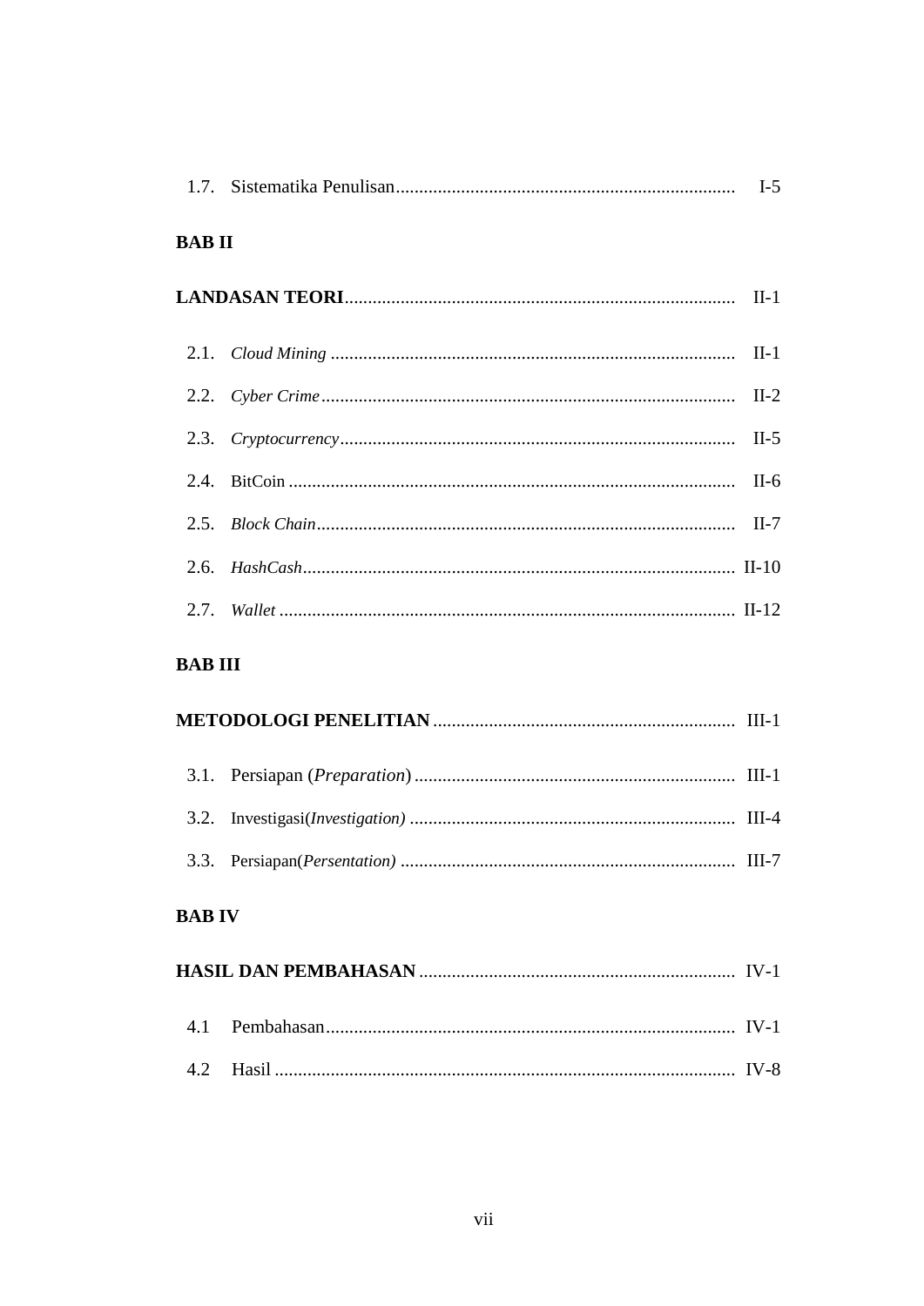1.7. Sistematika Penulisan ........................................................................ I-5

**BAB II**

**LANDASAN TEORI** .................................................................................. II-1

2.1. *Cloud Mining* ...................................................................................... II-1

2.2. *Cyber Crime* ........................................................................................ II-2

2.3. *Cryptocurrency* ................................................................................... II-5

2.4. BitCoin ............................................................................................... II-6

2.5. *Block Chain* ......................................................................................... II-7

2.6. *HashCash* ........................................................................................... II-10

2.7. *Wallet* ................................................................................................ II-12

**BAB III**

**METODOLOGI PENELITIAN** ................................................................ III-1

3.1. Persiapan (*Preparation*) .................................................................... III-1

3.2. Investigasi(*Investigation)* ................................................................... III-4

3.3. Persiapan(*Persentation)* ..................................................................... III-7

**BAB IV**

**HASIL DAN PEMBAHASAN** .................................................................. IV-1

4.1 Pembahasan ....................................................................................... IV-1

4.2 Hasil .................................................................................................. IV-8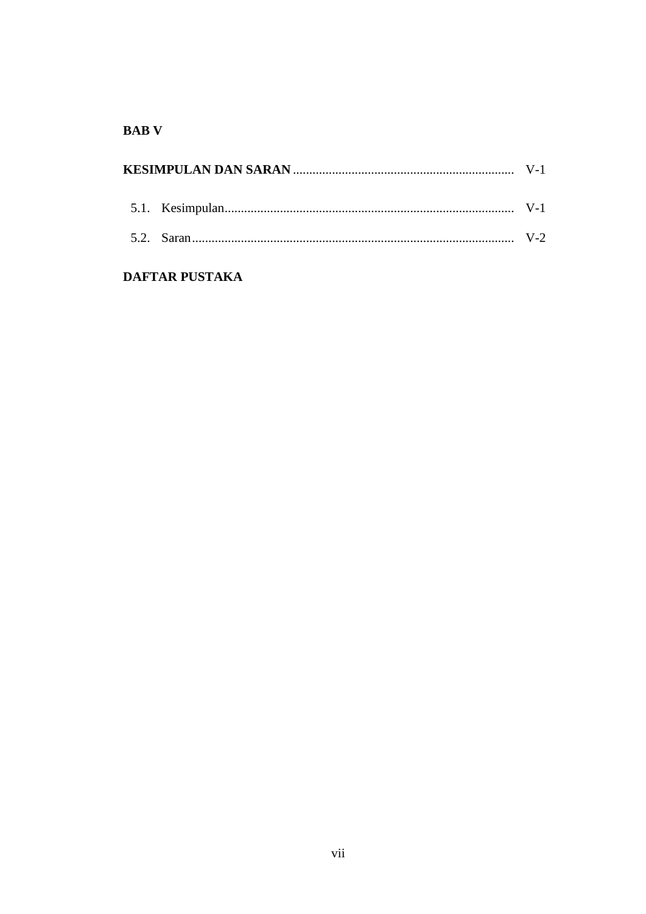**BAB V**

**KESIMPULAN DAN SARAN** .................................................................... V-1

5.1. Kesimpulan......................................................................................... V-1

5.2. Saran................................................................................................... V-2

**DAFTAR PUSTAKA**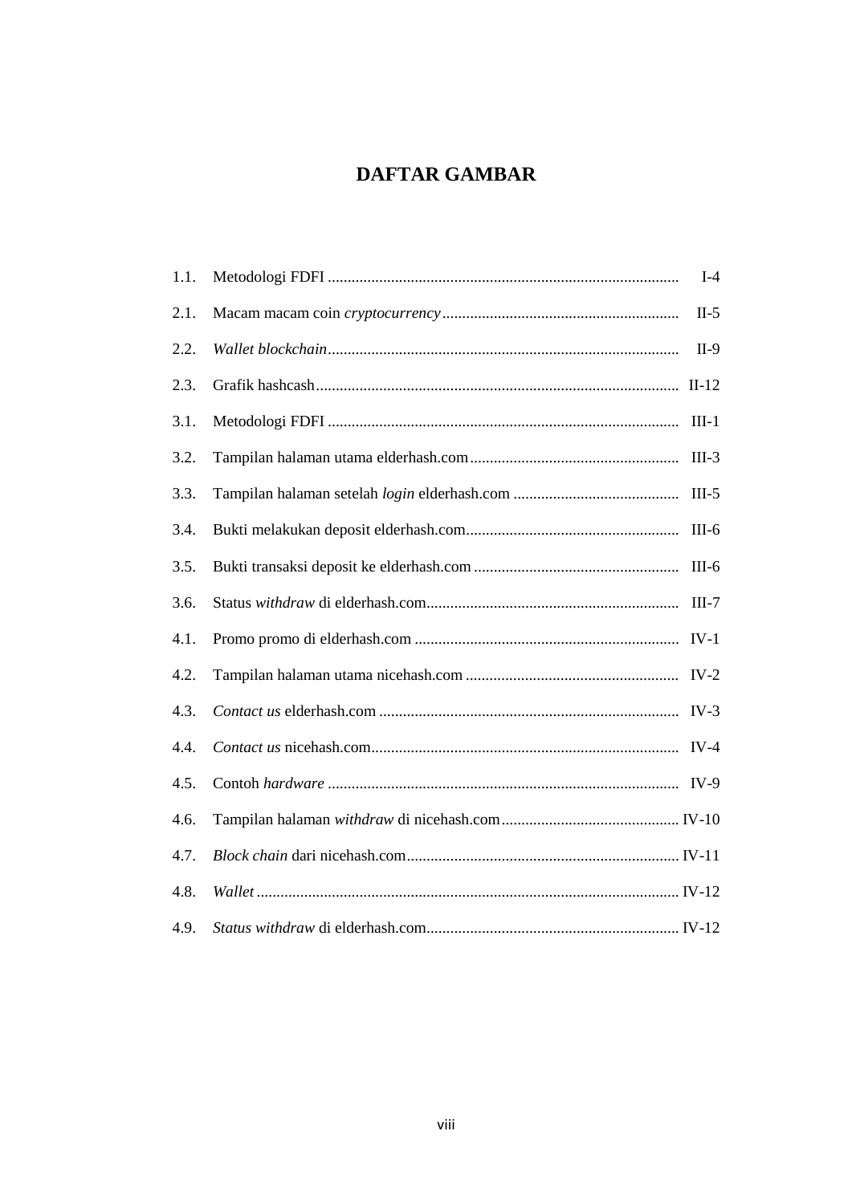# DAFTAR GAMBAR

1.1. Metodologi FDFI ........................................................................................ I-4

2.1. Macam macam coin *cryptocurrency* ........................................................... II-5

2.2. *Wallet blockchain* ........................................................................................ II-9

2.3. Grafik hashcash ........................................................................................... II-12

3.1. Metodologi FDFI ........................................................................................ III-1

3.2. Tampilan halaman utama elderhash.com ..................................................... III-3

3.3. Tampilan halaman setelah *login* elderhash.com .......................................... III-5

3.4. Bukti melakukan deposit elderhash.com ...................................................... III-6

3.5. Bukti transaksi deposit ke elderhash.com .................................................... III-6

3.6. Status *withdraw* di elderhash.com ................................................................ III-7

4.1. Promo promo di elderhash.com ................................................................... IV-1

4.2. Tampilan halaman utama nicehash.com ...................................................... IV-2

4.3. *Contact us* elderhash.com ........................................................................... IV-3

4.4. *Contact us* nicehash.com ............................................................................. IV-4

4.5. Contoh *hardware* ......................................................................................... IV-9

4.6. Tampilan halaman *withdraw* di nicehash.com ............................................. IV-10

4.7. *Block chain* dari nicehash.com .................................................................... IV-11

4.8. *Wallet* .......................................................................................................... IV-12

4.9. *Status withdraw* di elderhash.com ................................................................ IV-12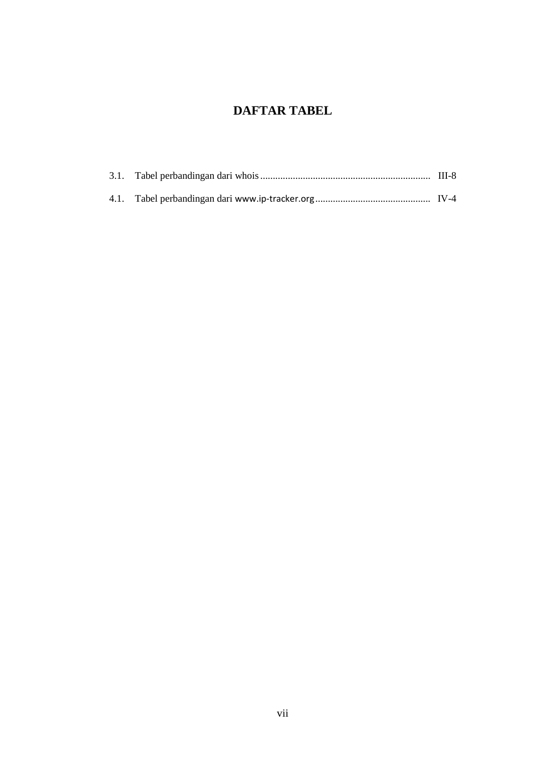# DAFTAR TABEL

3.1. Tabel perbandingan dari whois .................................................................... III-8

4.1. Tabel perbandingan dari www.ip-tracker.org ............................................ IV-4